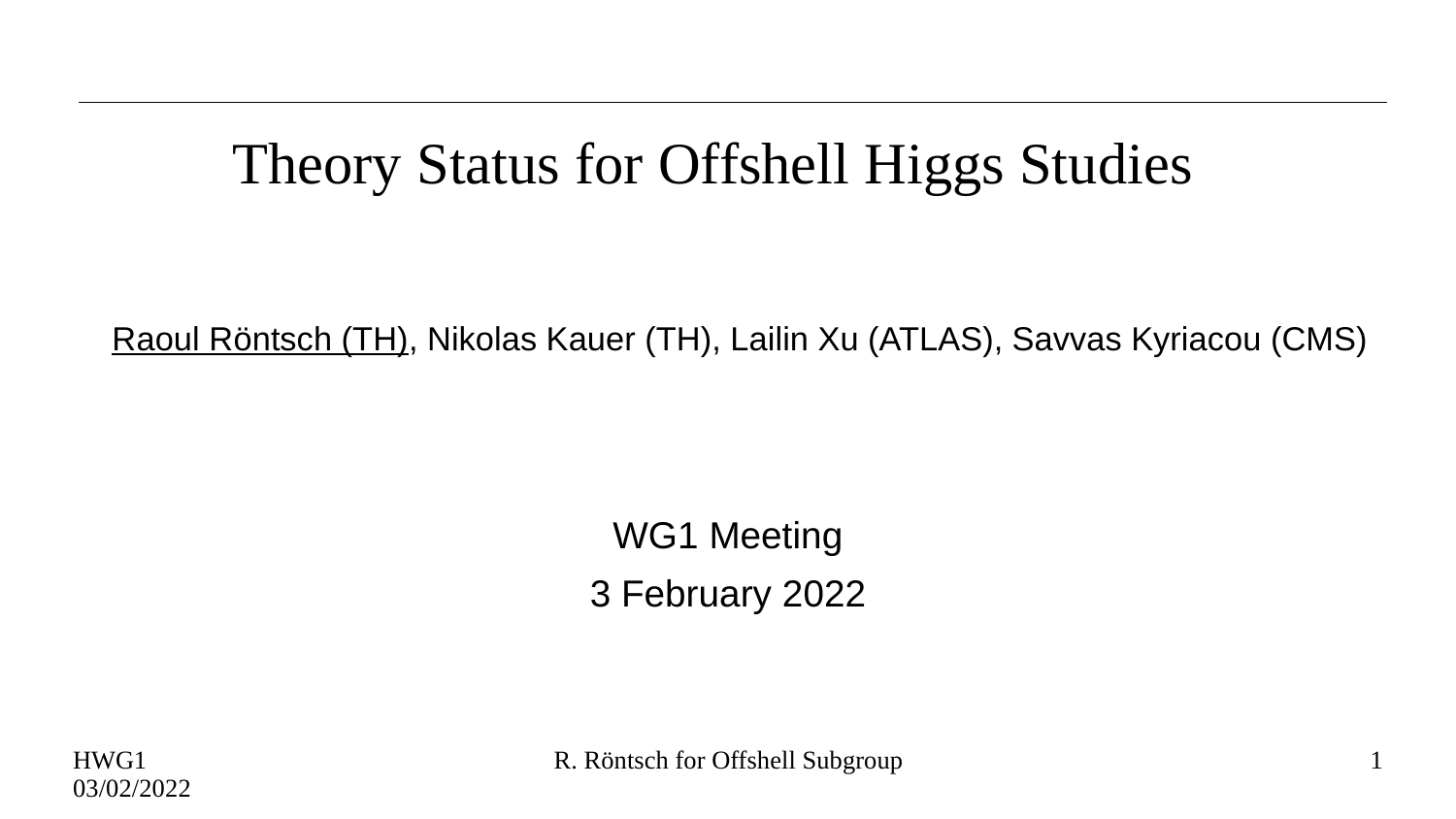# Theory Status for Offshell Higgs Studies

Raoul Röntsch (TH), Nikolas Kauer (TH), Lailin Xu (ATLAS), Savvas Kyriacou (CMS)

WG1 Meeting

3 February 2022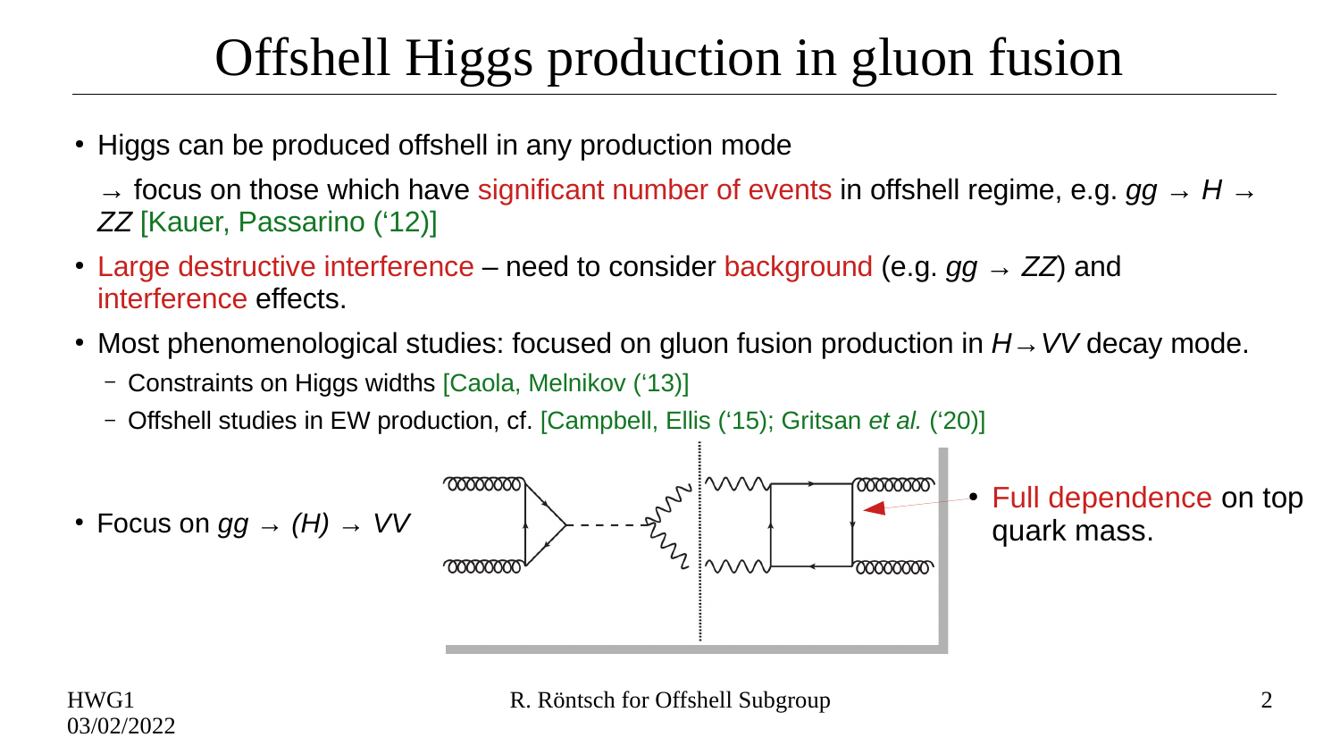# Offshell Higgs production in gluon fusion

- Higgs can be produced offshell in any production mode

  → focus on those which have significant number of events in offshell regime, e.g. $gg \to H \to ZZ$ [Kauer, Passarino ('12)]

- Large destructive interference – need to consider background (e.g. $gg \to ZZ$) and interference effects.
- Most phenomenological studies: focused on gluon fusion production in $H \to VV$ decay mode.
  - Constraints on Higgs widths [Caola, Melnikov ('13)]
  - Offshell studies in EW production, cf. [Campbell, Ellis ('15); Gritsan *et al.* ('20)]
- Focus on $gg \to (H) \to VV$
- Full dependence on top quark mass.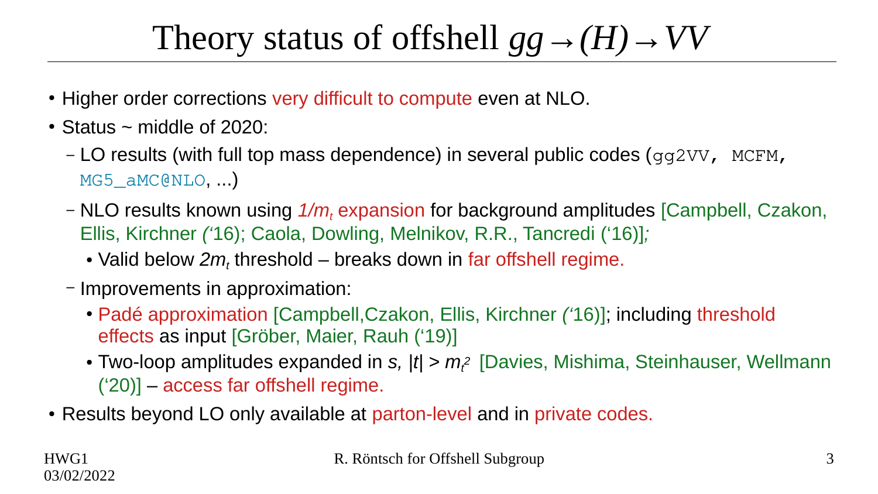# Theory status of offshell $gg \to (H) \to VV$

- Higher order corrections very difficult to compute even at NLO.
- Status ~ middle of 2020:
  - LO results (with full top mass dependence) in several public codes (`gg2VV`, `MCFM`, `MG5_aMC@NLO`, ...)
  - NLO results known using $1/m_t$ expansion for background amplitudes [Campbell, Czakon, Ellis, Kirchner ('16); Caola, Dowling, Melnikov, R.R., Tancredi ('16)];
    - Valid below $2m_t$ threshold – breaks down in far offshell regime.
  - Improvements in approximation:
    - Padé approximation [Campbell, Czakon, Ellis, Kirchner ('16)]; including threshold effects as input [Gröber, Maier, Rauh ('19)]
    - Two-loop amplitudes expanded in $s$, $|t| > m_t^2$ [Davies, Mishima, Steinhauser, Wellmann ('20)] – access far offshell regime.
- Results beyond LO only available at parton-level and in private codes.

HWG1
03/02/2022

R. Röntsch for Offshell Subgroup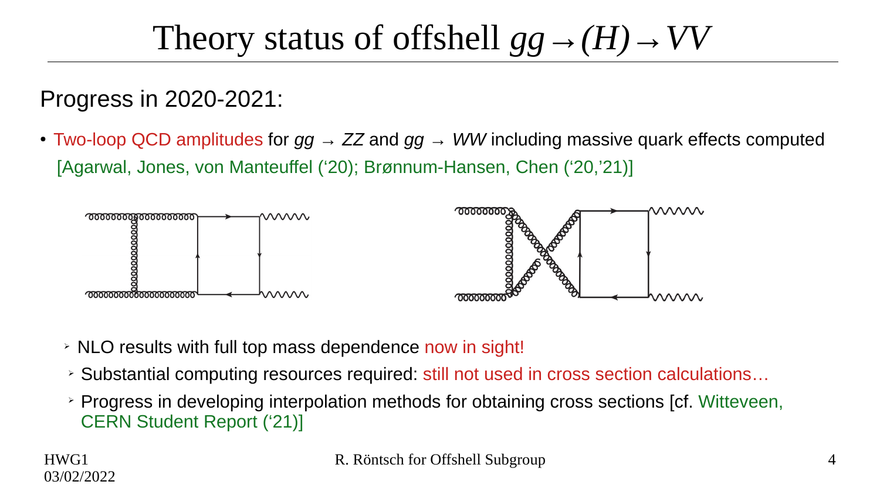# Theory status of offshell $gg \to (H) \to VV$

## Progress in 2020-2021:

- Two-loop QCD amplitudes for $gg \to ZZ$ and $gg \to WW$ including massive quark effects computed [Agarwal, Jones, von Manteuffel ('20); Brønnum-Hansen, Chen ('20,'21)]
  - NLO results with full top mass dependence now in sight!
  - Substantial computing resources required: still not used in cross section calculations…
  - Progress in developing interpolation methods for obtaining cross sections [cf. Witteveen, CERN Student Report ('21)]

HWG1
03/02/2022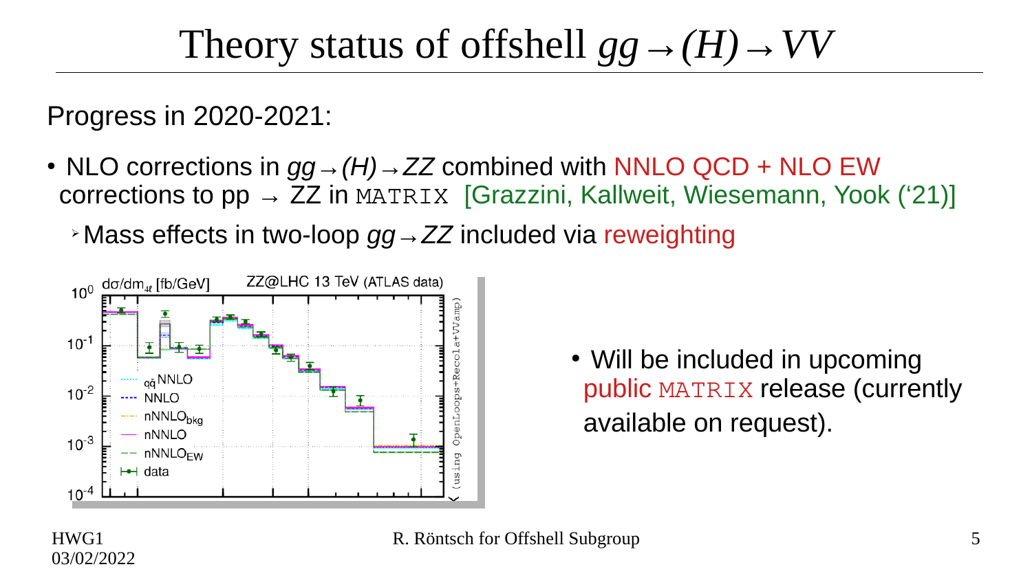# Theory status of offshell $gg \to (H) \to VV$

Progress in 2020-2021:

- NLO corrections in $gg \to (H) \to ZZ$ combined with NNLO QCD + NLO EW corrections to pp → ZZ in `MATRIX` [Grazzini, Kallweit, Wiesemann, Yook ('21)]
  - Mass effects in two-loop $gg \to ZZ$ included via reweighting

- Will be included in upcoming public `MATRIX` release (currently available on request).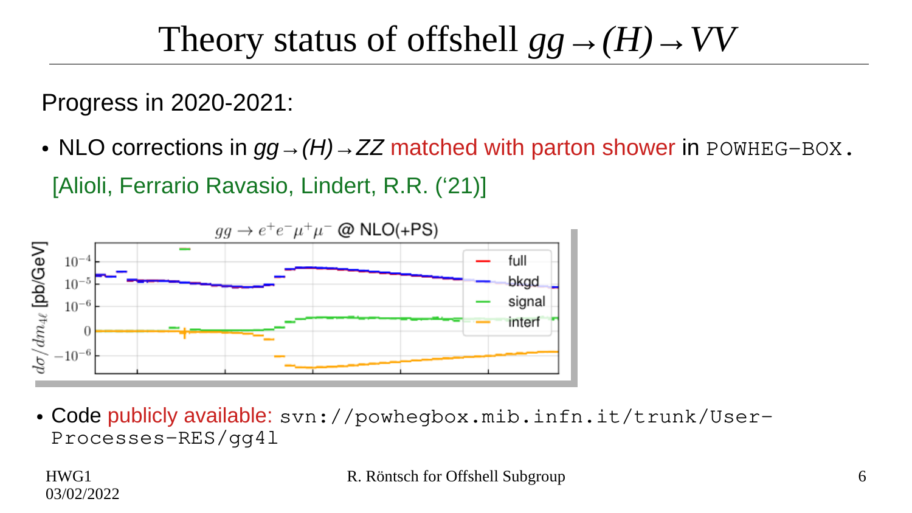# Theory status of offshell $gg \to (H) \to VV$

Progress in 2020-2021:

- NLO corrections in $gg \to (H) \to ZZ$ matched with parton shower in `POWHEG-BOX`.

  [Alioli, Ferrario Ravasio, Lindert, R.R. ('21)]

- Code publicly available: `svn://powhegbox.mib.infn.it/trunk/User-Processes-RES/gg4l`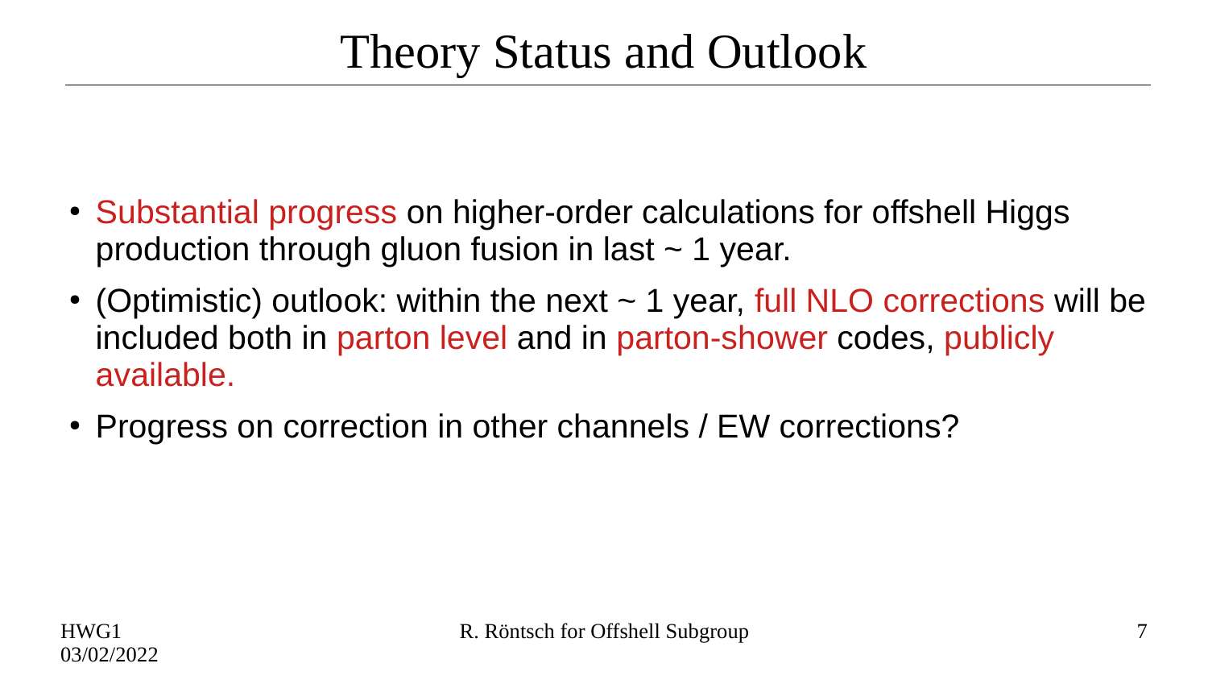# Theory Status and Outlook

- Substantial progress on higher-order calculations for offshell Higgs production through gluon fusion in last ~ 1 year.
- (Optimistic) outlook: within the next ~ 1 year, full NLO corrections will be included both in parton level and in parton-shower codes, publicly available.
- Progress on correction in other channels / EW corrections?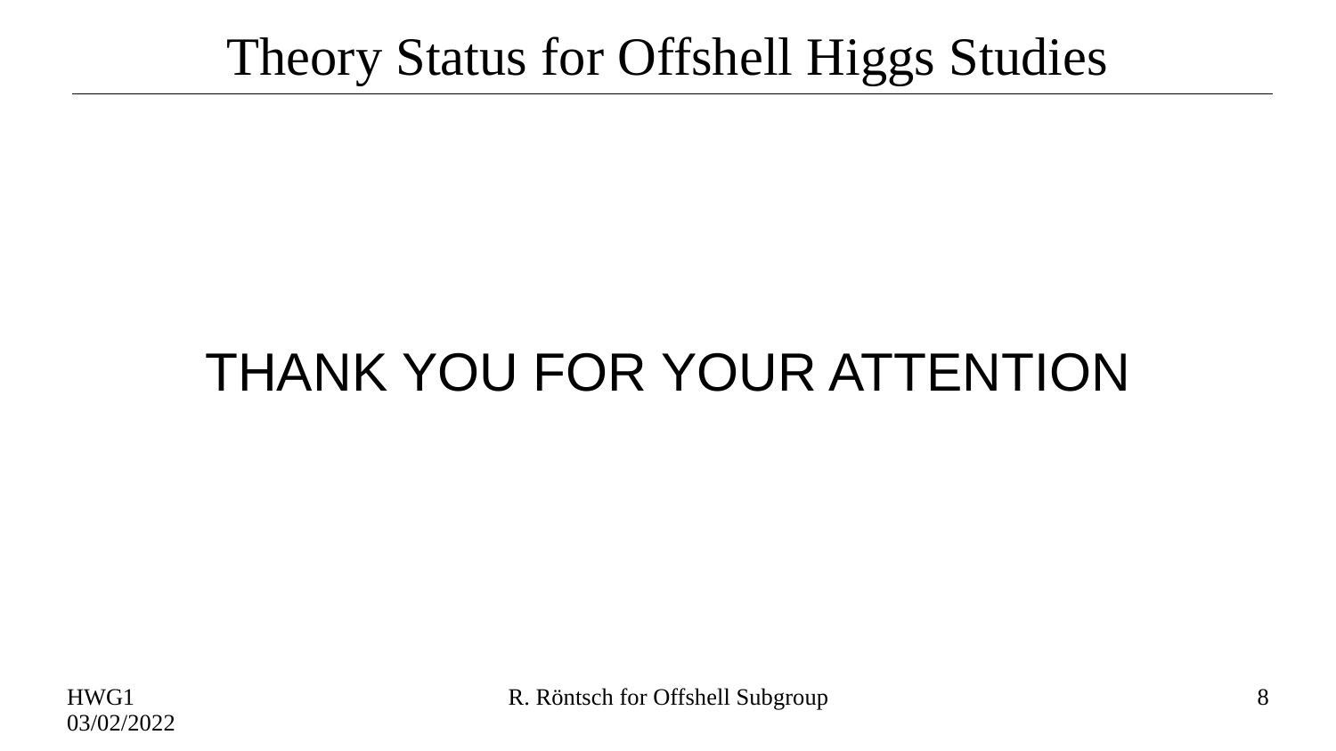# Theory Status for Offshell Higgs Studies

THANK YOU FOR YOUR ATTENTION